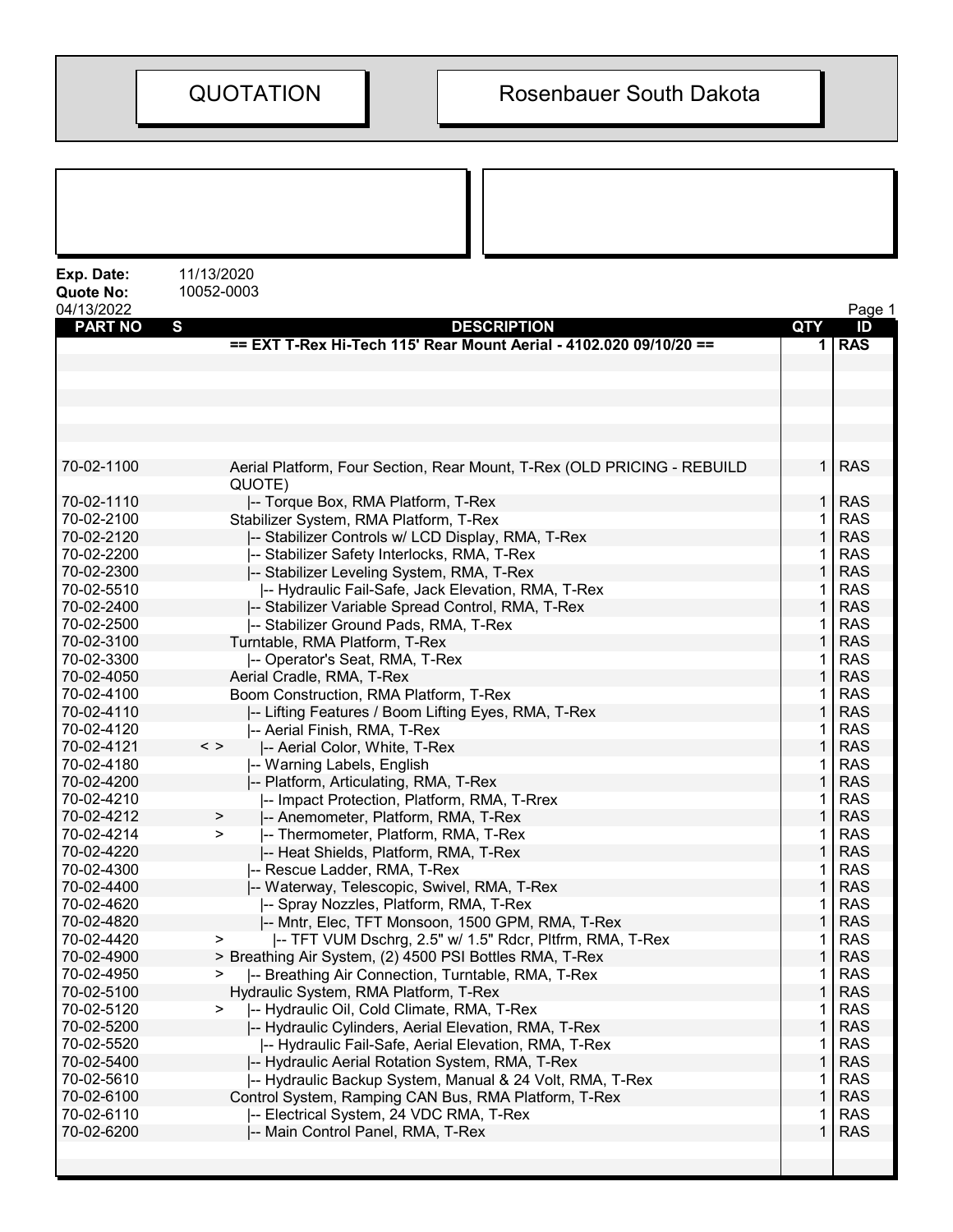# QUOTATION

## Rosenbauer South Dakota

**Exp. Date:** 11/13/2020
**Quote No:** 10052-0003
04/13/2022

| PART NO | S | DESCRIPTION | QTY | ID |
|---|---|---|---|---|
| | | **== EXT T-Rex Hi-Tech 115' Rear Mount Aerial - 4102.020 09/10/20 ==** | **1** | **RAS** |
| 70-02-1100 | | Aerial Platform, Four Section, Rear Mount, T-Rex (OLD PRICING - REBUILD QUOTE) | 1 | RAS |
| 70-02-1110 | | \|-- Torque Box, RMA Platform, T-Rex | 1 | RAS |
| 70-02-2100 | | Stabilizer System, RMA Platform, T-Rex | 1 | RAS |
| 70-02-2120 | | \|-- Stabilizer Controls w/ LCD Display, RMA, T-Rex | 1 | RAS |
| 70-02-2200 | | \|-- Stabilizer Safety Interlocks, RMA, T-Rex | 1 | RAS |
| 70-02-2300 | | \|-- Stabilizer Leveling System, RMA, T-Rex | 1 | RAS |
| 70-02-5510 | | \|-- Hydraulic Fail-Safe, Jack Elevation, RMA, T-Rex | 1 | RAS |
| 70-02-2400 | | \|-- Stabilizer Variable Spread Control, RMA, T-Rex | 1 | RAS |
| 70-02-2500 | | \|-- Stabilizer Ground Pads, RMA, T-Rex | 1 | RAS |
| 70-02-3100 | | Turntable, RMA Platform, T-Rex | 1 | RAS |
| 70-02-3300 | | \|-- Operator's Seat, RMA, T-Rex | 1 | RAS |
| 70-02-4050 | | Aerial Cradle, RMA, T-Rex | 1 | RAS |
| 70-02-4100 | | Boom Construction, RMA Platform, T-Rex | 1 | RAS |
| 70-02-4110 | | \|-- Lifting Features / Boom Lifting Eyes, RMA, T-Rex | 1 | RAS |
| 70-02-4120 | | \|-- Aerial Finish, RMA, T-Rex | 1 | RAS |
| 70-02-4121 | < > | \|-- Aerial Color, White, T-Rex | 1 | RAS |
| 70-02-4180 | | \|-- Warning Labels, English | 1 | RAS |
| 70-02-4200 | | \|-- Platform, Articulating, RMA, T-Rex | 1 | RAS |
| 70-02-4210 | | \|-- Impact Protection, Platform, RMA, T-Rrex | 1 | RAS |
| 70-02-4212 | > | \|-- Anemometer, Platform, RMA, T-Rex | 1 | RAS |
| 70-02-4214 | > | \|-- Thermometer, Platform, RMA, T-Rex | 1 | RAS |
| 70-02-4220 | | \|-- Heat Shields, Platform, RMA, T-Rex | 1 | RAS |
| 70-02-4300 | | \|-- Rescue Ladder, RMA, T-Rex | 1 | RAS |
| 70-02-4400 | | \|-- Waterway, Telescopic, Swivel, RMA, T-Rex | 1 | RAS |
| 70-02-4620 | | \|-- Spray Nozzles, Platform, RMA, T-Rex | 1 | RAS |
| 70-02-4820 | | \|-- Mntr, Elec, TFT Monsoon, 1500 GPM, RMA, T-Rex | 1 | RAS |
| 70-02-4420 | > | \|-- TFT VUM Dschrg, 2.5" w/ 1.5" Rdcr, Pltfrm, RMA, T-Rex | 1 | RAS |
| 70-02-4900 | > | Breathing Air System, (2) 4500 PSI Bottles RMA, T-Rex | 1 | RAS |
| 70-02-4950 | > | \|-- Breathing Air Connection, Turntable, RMA, T-Rex | 1 | RAS |
| 70-02-5100 | | Hydraulic System, RMA Platform, T-Rex | 1 | RAS |
| 70-02-5120 | > | \|-- Hydraulic Oil, Cold Climate, RMA, T-Rex | 1 | RAS |
| 70-02-5200 | | \|-- Hydraulic Cylinders, Aerial Elevation, RMA, T-Rex | 1 | RAS |
| 70-02-5520 | | \|-- Hydraulic Fail-Safe, Aerial Elevation, RMA, T-Rex | 1 | RAS |
| 70-02-5400 | | \|-- Hydraulic Aerial Rotation System, RMA, T-Rex | 1 | RAS |
| 70-02-5610 | | \|-- Hydraulic Backup System, Manual & 24 Volt, RMA, T-Rex | 1 | RAS |
| 70-02-6100 | | Control System, Ramping CAN Bus, RMA Platform, T-Rex | 1 | RAS |
| 70-02-6110 | | \|-- Electrical System, 24 VDC RMA, T-Rex | 1 | RAS |
| 70-02-6200 | | \|-- Main Control Panel, RMA, T-Rex | 1 | RAS |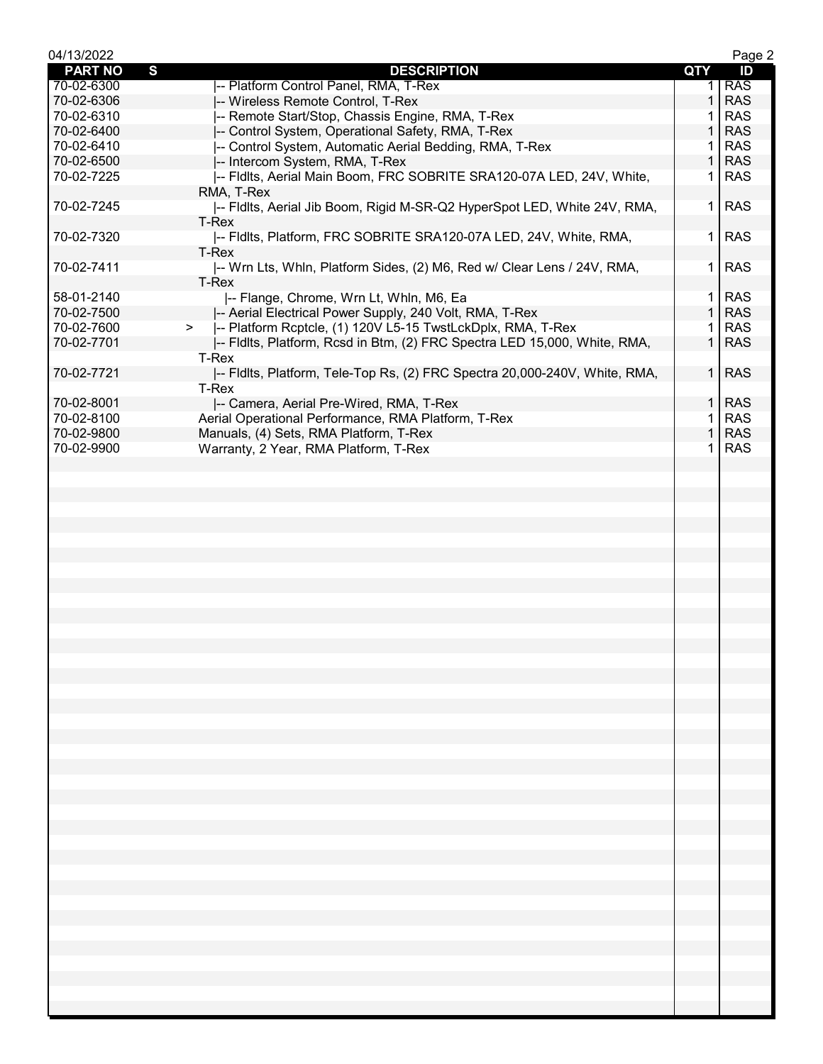| PART NO | S | DESCRIPTION | QTY | ID |
|---|---|---|---|---|
| 70-02-6300 | | \|-- Platform Control Panel, RMA, T-Rex | 1 | RAS |
| 70-02-6306 | | \|-- Wireless Remote Control, T-Rex | 1 | RAS |
| 70-02-6310 | | \|-- Remote Start/Stop, Chassis Engine, RMA, T-Rex | 1 | RAS |
| 70-02-6400 | | \|-- Control System, Operational Safety, RMA, T-Rex | 1 | RAS |
| 70-02-6410 | | \|-- Control System, Automatic Aerial Bedding, RMA, T-Rex | 1 | RAS |
| 70-02-6500 | | \|-- Intercom System, RMA, T-Rex | 1 | RAS |
| 70-02-7225 | | \|-- Fldlts, Aerial Main Boom, FRC SOBRITE SRA120-07A LED, 24V, White, RMA, T-Rex | 1 | RAS |
| 70-02-7245 | | \|-- Fldlts, Aerial Jib Boom, Rigid M-SR-Q2 HyperSpot LED, White 24V, RMA, T-Rex | 1 | RAS |
| 70-02-7320 | | \|-- Fldlts, Platform, FRC SOBRITE SRA120-07A LED, 24V, White, RMA, T-Rex | 1 | RAS |
| 70-02-7411 | | \|-- Wrn Lts, Whln, Platform Sides, (2) M6, Red w/ Clear Lens / 24V, RMA, T-Rex | 1 | RAS |
| 58-01-2140 | | \|-- Flange, Chrome, Wrn Lt, Whln, M6, Ea | 1 | RAS |
| 70-02-7500 | | \|-- Aerial Electrical Power Supply, 240 Volt, RMA, T-Rex | 1 | RAS |
| 70-02-7600 | > | \|-- Platform Rcptcle, (1) 120V L5-15 TwstLckDplx, RMA, T-Rex | 1 | RAS |
| 70-02-7701 | | \|-- Fldlts, Platform, Rcsd in Btm, (2) FRC Spectra LED 15,000, White, RMA, T-Rex | 1 | RAS |
| 70-02-7721 | | \|-- Fldlts, Platform, Tele-Top Rs, (2) FRC Spectra 20,000-240V, White, RMA, T-Rex | 1 | RAS |
| 70-02-8001 | | \|-- Camera, Aerial Pre-Wired, RMA, T-Rex | 1 | RAS |
| 70-02-8100 | | Aerial Operational Performance, RMA Platform, T-Rex | 1 | RAS |
| 70-02-9800 | | Manuals, (4) Sets, RMA Platform, T-Rex | 1 | RAS |
| 70-02-9900 | | Warranty, 2 Year, RMA Platform, T-Rex | 1 | RAS |